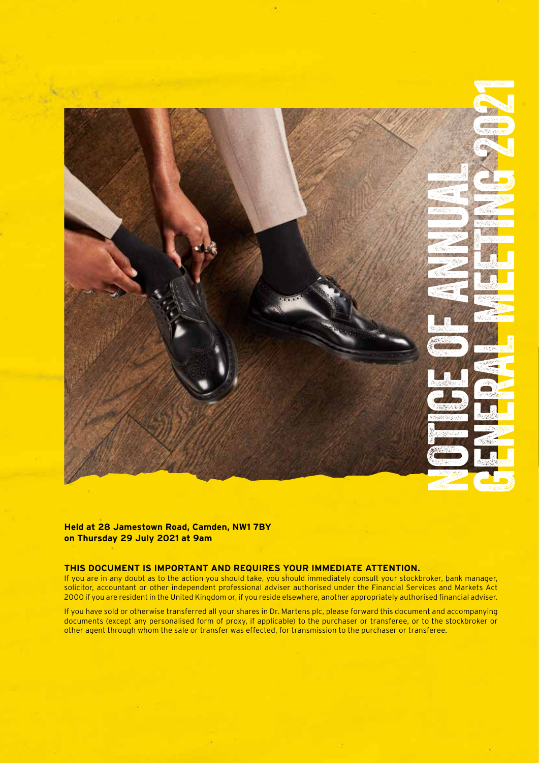# NOTICE OF ANNUAL GENERAL MEETING 2021

**Held at 28 Jamestown Road, Camden, NW1 7BY on Thursday 29 July 2021 at 9am**

**THIS DOCUMENT IS IMPORTANT AND REQUIRES YOUR IMMEDIATE ATTENTION.**

If you are in any doubt as to the action you should take, you should immediately consult your stockbroker, bank manager, solicitor, accountant or other independent professional adviser authorised under the Financial Services and Markets Act 2000 if you are resident in the United Kingdom or, if you reside elsewhere, another appropriately authorised financial adviser.

If you have sold or otherwise transferred all your shares in Dr. Martens plc, please forward this document and accompanying documents (except any personalised form of proxy, if applicable) to the purchaser or transferee, or to the stockbroker or other agent through whom the sale or transfer was effected, for transmission to the purchaser or transferee.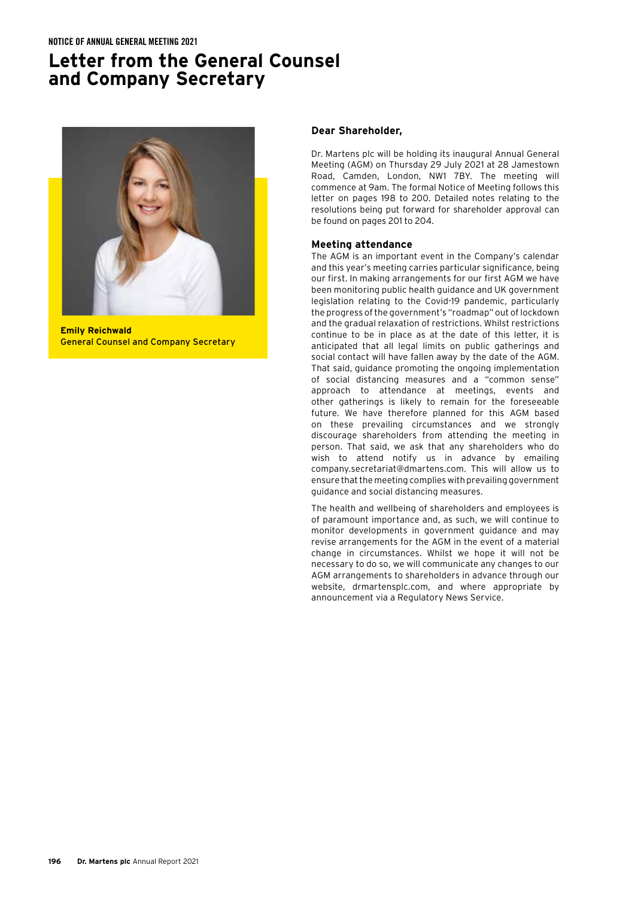NOTICE OF ANNUAL GENERAL MEETING 2021

# Letter from the General Counsel and Company Secretary

**Emily Reichwald**
General Counsel and Company Secretary

### Dear Shareholder,

Dr. Martens plc will be holding its inaugural Annual General Meeting (AGM) on Thursday 29 July 2021 at 28 Jamestown Road, Camden, London, NW1 7BY. The meeting will commence at 9am. The formal Notice of Meeting follows this letter on pages 198 to 200. Detailed notes relating to the resolutions being put forward for shareholder approval can be found on pages 201 to 204.

### Meeting attendance

The AGM is an important event in the Company's calendar and this year's meeting carries particular significance, being our first. In making arrangements for our first AGM we have been monitoring public health guidance and UK government legislation relating to the Covid-19 pandemic, particularly the progress of the government's "roadmap" out of lockdown and the gradual relaxation of restrictions. Whilst restrictions continue to be in place as at the date of this letter, it is anticipated that all legal limits on public gatherings and social contact will have fallen away by the date of the AGM. That said, guidance promoting the ongoing implementation of social distancing measures and a "common sense" approach to attendance at meetings, events and other gatherings is likely to remain for the foreseeable future. We have therefore planned for this AGM based on these prevailing circumstances and we strongly discourage shareholders from attending the meeting in person. That said, we ask that any shareholders who do wish to attend notify us in advance by emailing company.secretariat@dmartens.com. This will allow us to ensure that the meeting complies with prevailing government guidance and social distancing measures.

The health and wellbeing of shareholders and employees is of paramount importance and, as such, we will continue to monitor developments in government guidance and may revise arrangements for the AGM in the event of a material change in circumstances. Whilst we hope it will not be necessary to do so, we will communicate any changes to our AGM arrangements to shareholders in advance through our website, drmartensplc.com, and where appropriate by announcement via a Regulatory News Service.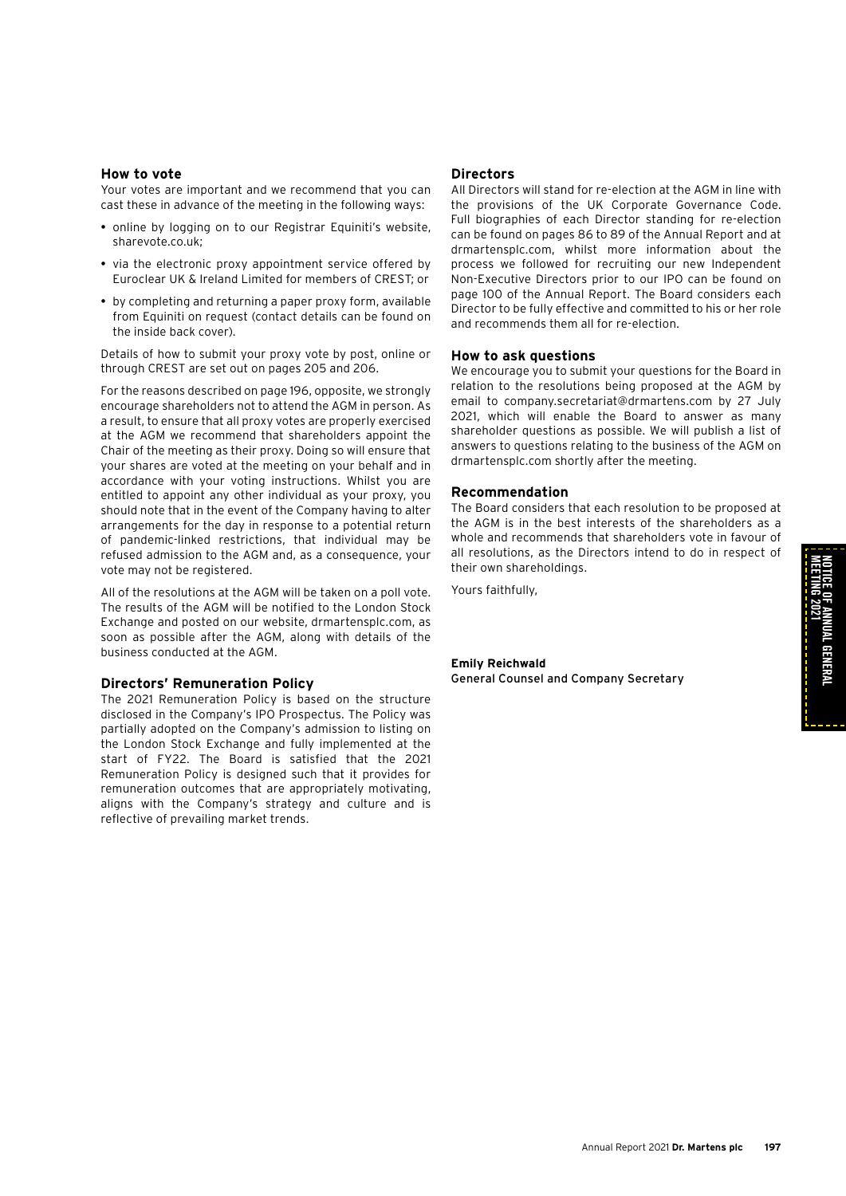## How to vote

Your votes are important and we recommend that you can cast these in advance of the meeting in the following ways:

- online by logging on to our Registrar Equiniti's website, sharevote.co.uk;
- via the electronic proxy appointment service offered by Euroclear UK & Ireland Limited for members of CREST; or
- by completing and returning a paper proxy form, available from Equiniti on request (contact details can be found on the inside back cover).

Details of how to submit your proxy vote by post, online or through CREST are set out on pages 205 and 206.

For the reasons described on page 196, opposite, we strongly encourage shareholders not to attend the AGM in person. As a result, to ensure that all proxy votes are properly exercised at the AGM we recommend that shareholders appoint the Chair of the meeting as their proxy. Doing so will ensure that your shares are voted at the meeting on your behalf and in accordance with your voting instructions. Whilst you are entitled to appoint any other individual as your proxy, you should note that in the event of the Company having to alter arrangements for the day in response to a potential return of pandemic-linked restrictions, that individual may be refused admission to the AGM and, as a consequence, your vote may not be registered.

All of the resolutions at the AGM will be taken on a poll vote. The results of the AGM will be notified to the London Stock Exchange and posted on our website, drmartensplc.com, as soon as possible after the AGM, along with details of the business conducted at the AGM.

## Directors' Remuneration Policy

The 2021 Remuneration Policy is based on the structure disclosed in the Company's IPO Prospectus. The Policy was partially adopted on the Company's admission to listing on the London Stock Exchange and fully implemented at the start of FY22. The Board is satisfied that the 2021 Remuneration Policy is designed such that it provides for remuneration outcomes that are appropriately motivating, aligns with the Company's strategy and culture and is reflective of prevailing market trends.

## Directors

All Directors will stand for re-election at the AGM in line with the provisions of the UK Corporate Governance Code. Full biographies of each Director standing for re-election can be found on pages 86 to 89 of the Annual Report and at drmartensplc.com, whilst more information about the process we followed for recruiting our new Independent Non-Executive Directors prior to our IPO can be found on page 100 of the Annual Report. The Board considers each Director to be fully effective and committed to his or her role and recommends them all for re-election.

## How to ask questions

We encourage you to submit your questions for the Board in relation to the resolutions being proposed at the AGM by email to company.secretariat@drmartens.com by 27 July 2021, which will enable the Board to answer as many shareholder questions as possible. We will publish a list of answers to questions relating to the business of the AGM on drmartensplc.com shortly after the meeting.

## Recommendation

The Board considers that each resolution to be proposed at the AGM is in the best interests of the shareholders as a whole and recommends that shareholders vote in favour of all resolutions, as the Directors intend to do in respect of their own shareholdings.

Yours faithfully,

**Emily Reichwald**
General Counsel and Company Secretary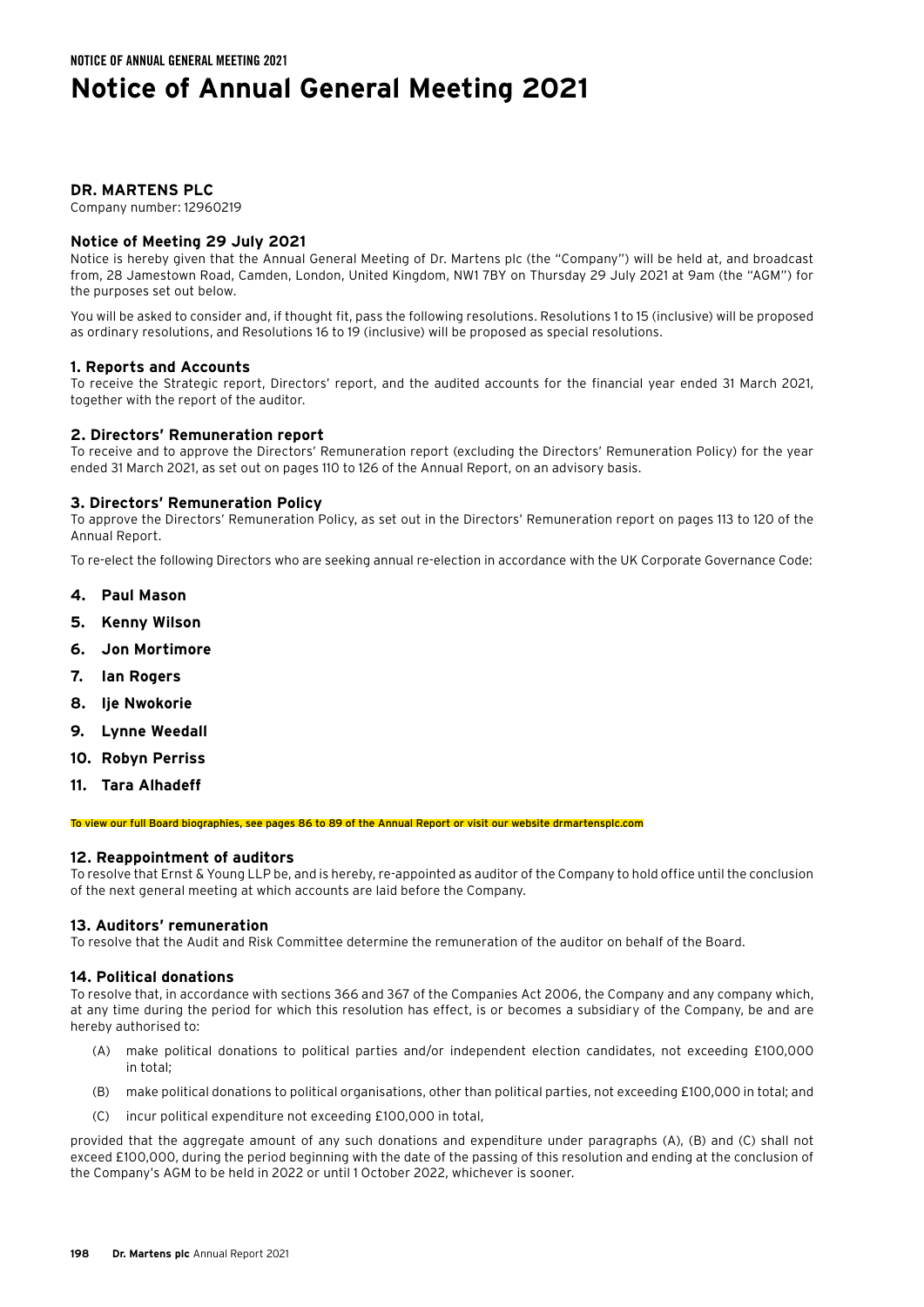# Notice of Annual General Meeting 2021

## DR. MARTENS PLC

Company number: 12960219

### Notice of Meeting 29 July 2021

Notice is hereby given that the Annual General Meeting of Dr. Martens plc (the "Company") will be held at, and broadcast from, 28 Jamestown Road, Camden, London, United Kingdom, NW1 7BY on Thursday 29 July 2021 at 9am (the "AGM") for the purposes set out below.

You will be asked to consider and, if thought fit, pass the following resolutions. Resolutions 1 to 15 (inclusive) will be proposed as ordinary resolutions, and Resolutions 16 to 19 (inclusive) will be proposed as special resolutions.

### 1. Reports and Accounts

To receive the Strategic report, Directors' report, and the audited accounts for the financial year ended 31 March 2021, together with the report of the auditor.

### 2. Directors' Remuneration report

To receive and to approve the Directors' Remuneration report (excluding the Directors' Remuneration Policy) for the year ended 31 March 2021, as set out on pages 110 to 126 of the Annual Report, on an advisory basis.

### 3. Directors' Remuneration Policy

To approve the Directors' Remuneration Policy, as set out in the Directors' Remuneration report on pages 113 to 120 of the Annual Report.

To re-elect the following Directors who are seeking annual re-election in accordance with the UK Corporate Governance Code:

4. **Paul Mason**
5. **Kenny Wilson**
6. **Jon Mortimore**
7. **Ian Rogers**
8. **Ije Nwokorie**
9. **Lynne Weedall**
10. **Robyn Perriss**
11. **Tara Alhadeff**

To view our full Board biographies, see pages 86 to 89 of the Annual Report or visit our website drmartensplc.com

### 12. Reappointment of auditors

To resolve that Ernst & Young LLP be, and is hereby, re-appointed as auditor of the Company to hold office until the conclusion of the next general meeting at which accounts are laid before the Company.

### 13. Auditors' remuneration

To resolve that the Audit and Risk Committee determine the remuneration of the auditor on behalf of the Board.

### 14. Political donations

To resolve that, in accordance with sections 366 and 367 of the Companies Act 2006, the Company and any company which, at any time during the period for which this resolution has effect, is or becomes a subsidiary of the Company, be and are hereby authorised to:

(A) make political donations to political parties and/or independent election candidates, not exceeding £100,000 in total;

(B) make political donations to political organisations, other than political parties, not exceeding £100,000 in total; and

(C) incur political expenditure not exceeding £100,000 in total,

provided that the aggregate amount of any such donations and expenditure under paragraphs (A), (B) and (C) shall not exceed £100,000, during the period beginning with the date of the passing of this resolution and ending at the conclusion of the Company's AGM to be held in 2022 or until 1 October 2022, whichever is sooner.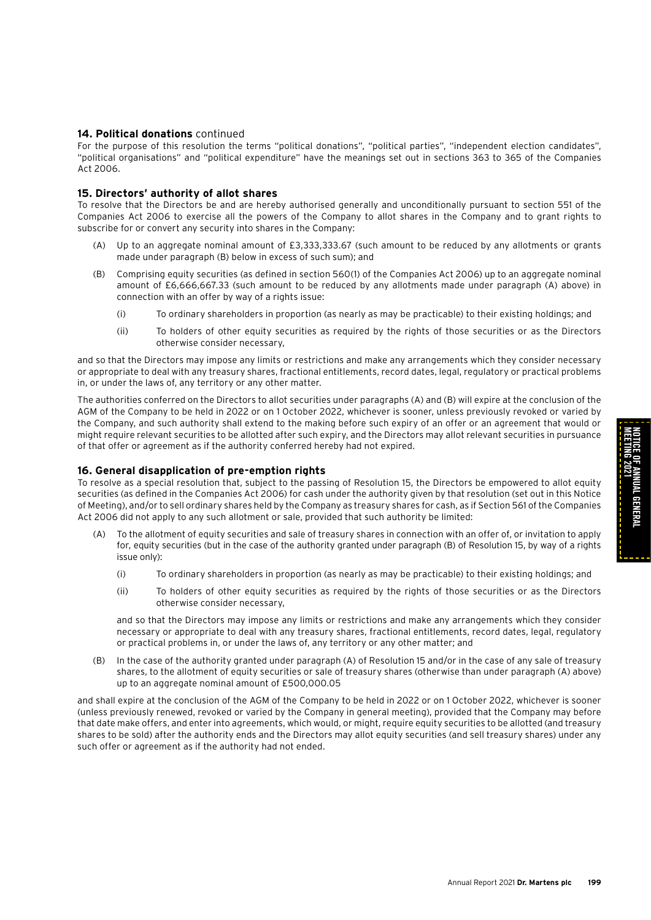### 14. Political donations continued

For the purpose of this resolution the terms "political donations", "political parties", "independent election candidates", "political organisations" and "political expenditure" have the meanings set out in sections 363 to 365 of the Companies Act 2006.

### 15. Directors' authority of allot shares

To resolve that the Directors be and are hereby authorised generally and unconditionally pursuant to section 551 of the Companies Act 2006 to exercise all the powers of the Company to allot shares in the Company and to grant rights to subscribe for or convert any security into shares in the Company:

(A) Up to an aggregate nominal amount of £3,333,333.67 (such amount to be reduced by any allotments or grants made under paragraph (B) below in excess of such sum); and

(B) Comprising equity securities (as defined in section 560(1) of the Companies Act 2006) up to an aggregate nominal amount of £6,666,667.33 (such amount to be reduced by any allotments made under paragraph (A) above) in connection with an offer by way of a rights issue:

  (i) To ordinary shareholders in proportion (as nearly as may be practicable) to their existing holdings; and

  (ii) To holders of other equity securities as required by the rights of those securities or as the Directors otherwise consider necessary,

and so that the Directors may impose any limits or restrictions and make any arrangements which they consider necessary or appropriate to deal with any treasury shares, fractional entitlements, record dates, legal, regulatory or practical problems in, or under the laws of, any territory or any other matter.

The authorities conferred on the Directors to allot securities under paragraphs (A) and (B) will expire at the conclusion of the AGM of the Company to be held in 2022 or on 1 October 2022, whichever is sooner, unless previously revoked or varied by the Company, and such authority shall extend to the making before such expiry of an offer or an agreement that would or might require relevant securities to be allotted after such expiry, and the Directors may allot relevant securities in pursuance of that offer or agreement as if the authority conferred hereby had not expired.

### 16. General disapplication of pre-emption rights

To resolve as a special resolution that, subject to the passing of Resolution 15, the Directors be empowered to allot equity securities (as defined in the Companies Act 2006) for cash under the authority given by that resolution (set out in this Notice of Meeting), and/or to sell ordinary shares held by the Company as treasury shares for cash, as if Section 561 of the Companies Act 2006 did not apply to any such allotment or sale, provided that such authority be limited:

(A) To the allotment of equity securities and sale of treasury shares in connection with an offer of, or invitation to apply for, equity securities (but in the case of the authority granted under paragraph (B) of Resolution 15, by way of a rights issue only):

  (i) To ordinary shareholders in proportion (as nearly as may be practicable) to their existing holdings; and

  (ii) To holders of other equity securities as required by the rights of those securities or as the Directors otherwise consider necessary,

  and so that the Directors may impose any limits or restrictions and make any arrangements which they consider necessary or appropriate to deal with any treasury shares, fractional entitlements, record dates, legal, regulatory or practical problems in, or under the laws of, any territory or any other matter; and

(B) In the case of the authority granted under paragraph (A) of Resolution 15 and/or in the case of any sale of treasury shares, to the allotment of equity securities or sale of treasury shares (otherwise than under paragraph (A) above) up to an aggregate nominal amount of £500,000.05

and shall expire at the conclusion of the AGM of the Company to be held in 2022 or on 1 October 2022, whichever is sooner (unless previously renewed, revoked or varied by the Company in general meeting), provided that the Company may before that date make offers, and enter into agreements, which would, or might, require equity securities to be allotted (and treasury shares to be sold) after the authority ends and the Directors may allot equity securities (and sell treasury shares) under any such offer or agreement as if the authority had not ended.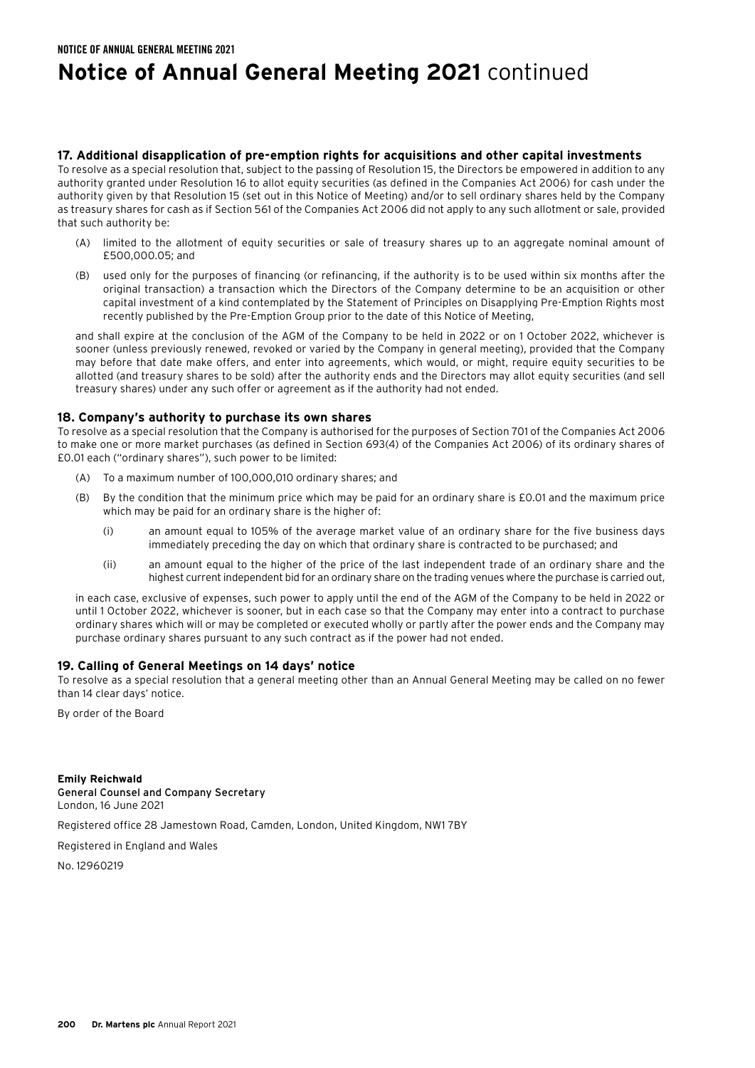# Notice of Annual General Meeting 2021 continued

### 17. Additional disapplication of pre-emption rights for acquisitions and other capital investments

To resolve as a special resolution that, subject to the passing of Resolution 15, the Directors be empowered in addition to any authority granted under Resolution 16 to allot equity securities (as defined in the Companies Act 2006) for cash under the authority given by that Resolution 15 (set out in this Notice of Meeting) and/or to sell ordinary shares held by the Company as treasury shares for cash as if Section 561 of the Companies Act 2006 did not apply to any such allotment or sale, provided that such authority be:

(A) limited to the allotment of equity securities or sale of treasury shares up to an aggregate nominal amount of £500,000.05; and

(B) used only for the purposes of financing (or refinancing, if the authority is to be used within six months after the original transaction) a transaction which the Directors of the Company determine to be an acquisition or other capital investment of a kind contemplated by the Statement of Principles on Disapplying Pre-Emption Rights most recently published by the Pre-Emption Group prior to the date of this Notice of Meeting,

and shall expire at the conclusion of the AGM of the Company to be held in 2022 or on 1 October 2022, whichever is sooner (unless previously renewed, revoked or varied by the Company in general meeting), provided that the Company may before that date make offers, and enter into agreements, which would, or might, require equity securities to be allotted (and treasury shares to be sold) after the authority ends and the Directors may allot equity securities (and sell treasury shares) under any such offer or agreement as if the authority had not ended.

### 18. Company's authority to purchase its own shares

To resolve as a special resolution that the Company is authorised for the purposes of Section 701 of the Companies Act 2006 to make one or more market purchases (as defined in Section 693(4) of the Companies Act 2006) of its ordinary shares of £0.01 each ("ordinary shares"), such power to be limited:

(A) To a maximum number of 100,000,010 ordinary shares; and

(B) By the condition that the minimum price which may be paid for an ordinary share is £0.01 and the maximum price which may be paid for an ordinary share is the higher of:

(i) an amount equal to 105% of the average market value of an ordinary share for the five business days immediately preceding the day on which that ordinary share is contracted to be purchased; and

(ii) an amount equal to the higher of the price of the last independent trade of an ordinary share and the highest current independent bid for an ordinary share on the trading venues where the purchase is carried out,

in each case, exclusive of expenses, such power to apply until the end of the AGM of the Company to be held in 2022 or until 1 October 2022, whichever is sooner, but in each case so that the Company may enter into a contract to purchase ordinary shares which will or may be completed or executed wholly or partly after the power ends and the Company may purchase ordinary shares pursuant to any such contract as if the power had not ended.

### 19. Calling of General Meetings on 14 days' notice

To resolve as a special resolution that a general meeting other than an Annual General Meeting may be called on no fewer than 14 clear days' notice.

By order of the Board

**Emily Reichwald**
General Counsel and Company Secretary
London, 16 June 2021

Registered office 28 Jamestown Road, Camden, London, United Kingdom, NW1 7BY

Registered in England and Wales

No. 12960219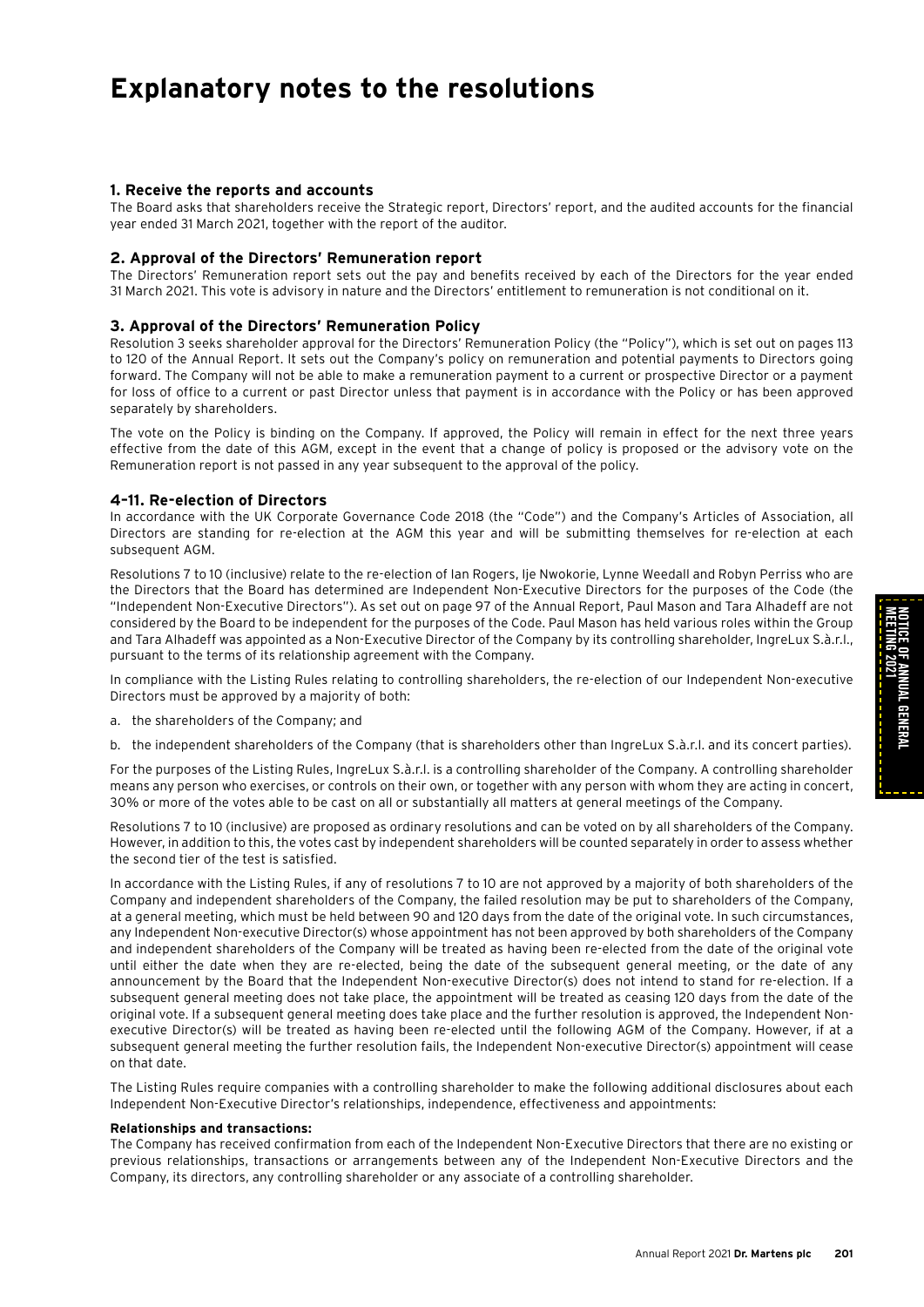# Explanatory notes to the resolutions

### 1. Receive the reports and accounts

The Board asks that shareholders receive the Strategic report, Directors' report, and the audited accounts for the financial year ended 31 March 2021, together with the report of the auditor.

### 2. Approval of the Directors' Remuneration report

The Directors' Remuneration report sets out the pay and benefits received by each of the Directors for the year ended 31 March 2021. This vote is advisory in nature and the Directors' entitlement to remuneration is not conditional on it.

### 3. Approval of the Directors' Remuneration Policy

Resolution 3 seeks shareholder approval for the Directors' Remuneration Policy (the "Policy"), which is set out on pages 113 to 120 of the Annual Report. It sets out the Company's policy on remuneration and potential payments to Directors going forward. The Company will not be able to make a remuneration payment to a current or prospective Director or a payment for loss of office to a current or past Director unless that payment is in accordance with the Policy or has been approved separately by shareholders.

The vote on the Policy is binding on the Company. If approved, the Policy will remain in effect for the next three years effective from the date of this AGM, except in the event that a change of policy is proposed or the advisory vote on the Remuneration report is not passed in any year subsequent to the approval of the policy.

### 4–11. Re-election of Directors

In accordance with the UK Corporate Governance Code 2018 (the "Code") and the Company's Articles of Association, all Directors are standing for re-election at the AGM this year and will be submitting themselves for re-election at each subsequent AGM.

Resolutions 7 to 10 (inclusive) relate to the re-election of Ian Rogers, Ije Nwokorie, Lynne Weedall and Robyn Perriss who are the Directors that the Board has determined are Independent Non-Executive Directors for the purposes of the Code (the "Independent Non-Executive Directors"). As set out on page 97 of the Annual Report, Paul Mason and Tara Alhadeff are not considered by the Board to be independent for the purposes of the Code. Paul Mason has held various roles within the Group and Tara Alhadeff was appointed as a Non-Executive Director of the Company by its controlling shareholder, IngreLux S.à.r.l., pursuant to the terms of its relationship agreement with the Company.

In compliance with the Listing Rules relating to controlling shareholders, the re-election of our Independent Non-executive Directors must be approved by a majority of both:

a. the shareholders of the Company; and

b. the independent shareholders of the Company (that is shareholders other than IngreLux S.à.r.l. and its concert parties).

For the purposes of the Listing Rules, IngreLux S.à.r.l. is a controlling shareholder of the Company. A controlling shareholder means any person who exercises, or controls on their own, or together with any person with whom they are acting in concert, 30% or more of the votes able to be cast on all or substantially all matters at general meetings of the Company.

Resolutions 7 to 10 (inclusive) are proposed as ordinary resolutions and can be voted on by all shareholders of the Company. However, in addition to this, the votes cast by independent shareholders will be counted separately in order to assess whether the second tier of the test is satisfied.

In accordance with the Listing Rules, if any of resolutions 7 to 10 are not approved by a majority of both shareholders of the Company and independent shareholders of the Company, the failed resolution may be put to shareholders of the Company, at a general meeting, which must be held between 90 and 120 days from the date of the original vote. In such circumstances, any Independent Non-executive Director(s) whose appointment has not been approved by both shareholders of the Company and independent shareholders of the Company will be treated as having been re-elected from the date of the original vote until either the date when they are re-elected, being the date of the subsequent general meeting, or the date of any announcement by the Board that the Independent Non-executive Director(s) does not intend to stand for re-election. If a subsequent general meeting does not take place, the appointment will be treated as ceasing 120 days from the date of the original vote. If a subsequent general meeting does take place and the further resolution is approved, the Independent Non-executive Director(s) will be treated as having been re-elected until the following AGM of the Company. However, if at a subsequent general meeting the further resolution fails, the Independent Non-executive Director(s) appointment will cease on that date.

The Listing Rules require companies with a controlling shareholder to make the following additional disclosures about each Independent Non-Executive Director's relationships, independence, effectiveness and appointments:

**Relationships and transactions:**

The Company has received confirmation from each of the Independent Non-Executive Directors that there are no existing or previous relationships, transactions or arrangements between any of the Independent Non-Executive Directors and the Company, its directors, any controlling shareholder or any associate of a controlling shareholder.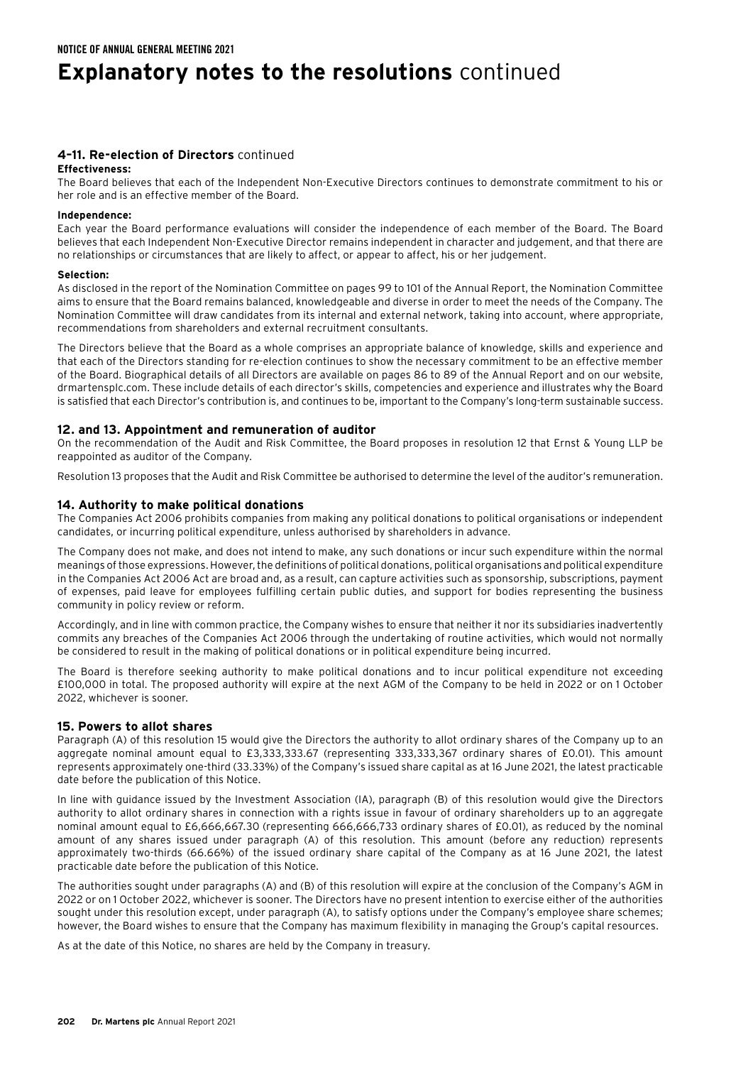NOTICE OF ANNUAL GENERAL MEETING 2021

# Explanatory notes to the resolutions continued

## 4–11. Re-election of Directors continued

**Effectiveness:**

The Board believes that each of the Independent Non-Executive Directors continues to demonstrate commitment to his or her role and is an effective member of the Board.

**Independence:**

Each year the Board performance evaluations will consider the independence of each member of the Board. The Board believes that each Independent Non-Executive Director remains independent in character and judgement, and that there are no relationships or circumstances that are likely to affect, or appear to affect, his or her judgement.

**Selection:**

As disclosed in the report of the Nomination Committee on pages 99 to 101 of the Annual Report, the Nomination Committee aims to ensure that the Board remains balanced, knowledgeable and diverse in order to meet the needs of the Company. The Nomination Committee will draw candidates from its internal and external network, taking into account, where appropriate, recommendations from shareholders and external recruitment consultants.

The Directors believe that the Board as a whole comprises an appropriate balance of knowledge, skills and experience and that each of the Directors standing for re-election continues to show the necessary commitment to be an effective member of the Board. Biographical details of all Directors are available on pages 86 to 89 of the Annual Report and on our website, drmartensplc.com. These include details of each director's skills, competencies and experience and illustrates why the Board is satisfied that each Director's contribution is, and continues to be, important to the Company's long-term sustainable success.

## 12. and 13. Appointment and remuneration of auditor

On the recommendation of the Audit and Risk Committee, the Board proposes in resolution 12 that Ernst & Young LLP be reappointed as auditor of the Company.

Resolution 13 proposes that the Audit and Risk Committee be authorised to determine the level of the auditor's remuneration.

## 14. Authority to make political donations

The Companies Act 2006 prohibits companies from making any political donations to political organisations or independent candidates, or incurring political expenditure, unless authorised by shareholders in advance.

The Company does not make, and does not intend to make, any such donations or incur such expenditure within the normal meanings of those expressions. However, the definitions of political donations, political organisations and political expenditure in the Companies Act 2006 Act are broad and, as a result, can capture activities such as sponsorship, subscriptions, payment of expenses, paid leave for employees fulfilling certain public duties, and support for bodies representing the business community in policy review or reform.

Accordingly, and in line with common practice, the Company wishes to ensure that neither it nor its subsidiaries inadvertently commits any breaches of the Companies Act 2006 through the undertaking of routine activities, which would not normally be considered to result in the making of political donations or in political expenditure being incurred.

The Board is therefore seeking authority to make political donations and to incur political expenditure not exceeding £100,000 in total. The proposed authority will expire at the next AGM of the Company to be held in 2022 or on 1 October 2022, whichever is sooner.

## 15. Powers to allot shares

Paragraph (A) of this resolution 15 would give the Directors the authority to allot ordinary shares of the Company up to an aggregate nominal amount equal to £3,333,333.67 (representing 333,333,367 ordinary shares of £0.01). This amount represents approximately one-third (33.33%) of the Company's issued share capital as at 16 June 2021, the latest practicable date before the publication of this Notice.

In line with guidance issued by the Investment Association (IA), paragraph (B) of this resolution would give the Directors authority to allot ordinary shares in connection with a rights issue in favour of ordinary shareholders up to an aggregate nominal amount equal to £6,666,667.30 (representing 666,666,733 ordinary shares of £0.01), as reduced by the nominal amount of any shares issued under paragraph (A) of this resolution. This amount (before any reduction) represents approximately two-thirds (66.66%) of the issued ordinary share capital of the Company as at 16 June 2021, the latest practicable date before the publication of this Notice.

The authorities sought under paragraphs (A) and (B) of this resolution will expire at the conclusion of the Company's AGM in 2022 or on 1 October 2022, whichever is sooner. The Directors have no present intention to exercise either of the authorities sought under this resolution except, under paragraph (A), to satisfy options under the Company's employee share schemes; however, the Board wishes to ensure that the Company has maximum flexibility in managing the Group's capital resources.

As at the date of this Notice, no shares are held by the Company in treasury.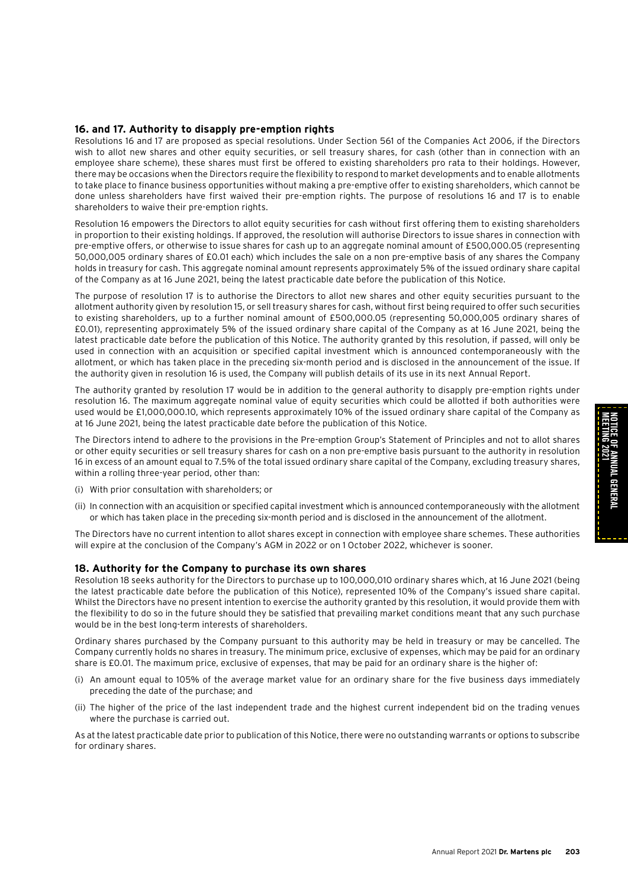### 16. and 17. Authority to disapply pre-emption rights

Resolutions 16 and 17 are proposed as special resolutions. Under Section 561 of the Companies Act 2006, if the Directors wish to allot new shares and other equity securities, or sell treasury shares, for cash (other than in connection with an employee share scheme), these shares must first be offered to existing shareholders pro rata to their holdings. However, there may be occasions when the Directors require the flexibility to respond to market developments and to enable allotments to take place to finance business opportunities without making a pre-emptive offer to existing shareholders, which cannot be done unless shareholders have first waived their pre-emption rights. The purpose of resolutions 16 and 17 is to enable shareholders to waive their pre-emption rights.

Resolution 16 empowers the Directors to allot equity securities for cash without first offering them to existing shareholders in proportion to their existing holdings. If approved, the resolution will authorise Directors to issue shares in connection with pre-emptive offers, or otherwise to issue shares for cash up to an aggregate nominal amount of £500,000.05 (representing 50,000,005 ordinary shares of £0.01 each) which includes the sale on a non pre-emptive basis of any shares the Company holds in treasury for cash. This aggregate nominal amount represents approximately 5% of the issued ordinary share capital of the Company as at 16 June 2021, being the latest practicable date before the publication of this Notice.

The purpose of resolution 17 is to authorise the Directors to allot new shares and other equity securities pursuant to the allotment authority given by resolution 15, or sell treasury shares for cash, without first being required to offer such securities to existing shareholders, up to a further nominal amount of £500,000.05 (representing 50,000,005 ordinary shares of £0.01), representing approximately 5% of the issued ordinary share capital of the Company as at 16 June 2021, being the latest practicable date before the publication of this Notice. The authority granted by this resolution, if passed, will only be used in connection with an acquisition or specified capital investment which is announced contemporaneously with the allotment, or which has taken place in the preceding six-month period and is disclosed in the announcement of the issue. If the authority given in resolution 16 is used, the Company will publish details of its use in its next Annual Report.

The authority granted by resolution 17 would be in addition to the general authority to disapply pre-emption rights under resolution 16. The maximum aggregate nominal value of equity securities which could be allotted if both authorities were used would be £1,000,000.10, which represents approximately 10% of the issued ordinary share capital of the Company as at 16 June 2021, being the latest practicable date before the publication of this Notice.

The Directors intend to adhere to the provisions in the Pre-emption Group's Statement of Principles and not to allot shares or other equity securities or sell treasury shares for cash on a non pre-emptive basis pursuant to the authority in resolution 16 in excess of an amount equal to 7.5% of the total issued ordinary share capital of the Company, excluding treasury shares, within a rolling three-year period, other than:

(i) With prior consultation with shareholders; or

(ii) In connection with an acquisition or specified capital investment which is announced contemporaneously with the allotment or which has taken place in the preceding six-month period and is disclosed in the announcement of the allotment.

The Directors have no current intention to allot shares except in connection with employee share schemes. These authorities will expire at the conclusion of the Company's AGM in 2022 or on 1 October 2022, whichever is sooner.

### 18. Authority for the Company to purchase its own shares

Resolution 18 seeks authority for the Directors to purchase up to 100,000,010 ordinary shares which, at 16 June 2021 (being the latest practicable date before the publication of this Notice), represented 10% of the Company's issued share capital. Whilst the Directors have no present intention to exercise the authority granted by this resolution, it would provide them with the flexibility to do so in the future should they be satisfied that prevailing market conditions meant that any such purchase would be in the best long-term interests of shareholders.

Ordinary shares purchased by the Company pursuant to this authority may be held in treasury or may be cancelled. The Company currently holds no shares in treasury. The minimum price, exclusive of expenses, which may be paid for an ordinary share is £0.01. The maximum price, exclusive of expenses, that may be paid for an ordinary share is the higher of:

(i) An amount equal to 105% of the average market value for an ordinary share for the five business days immediately preceding the date of the purchase; and

(ii) The higher of the price of the last independent trade and the highest current independent bid on the trading venues where the purchase is carried out.

As at the latest practicable date prior to publication of this Notice, there were no outstanding warrants or options to subscribe for ordinary shares.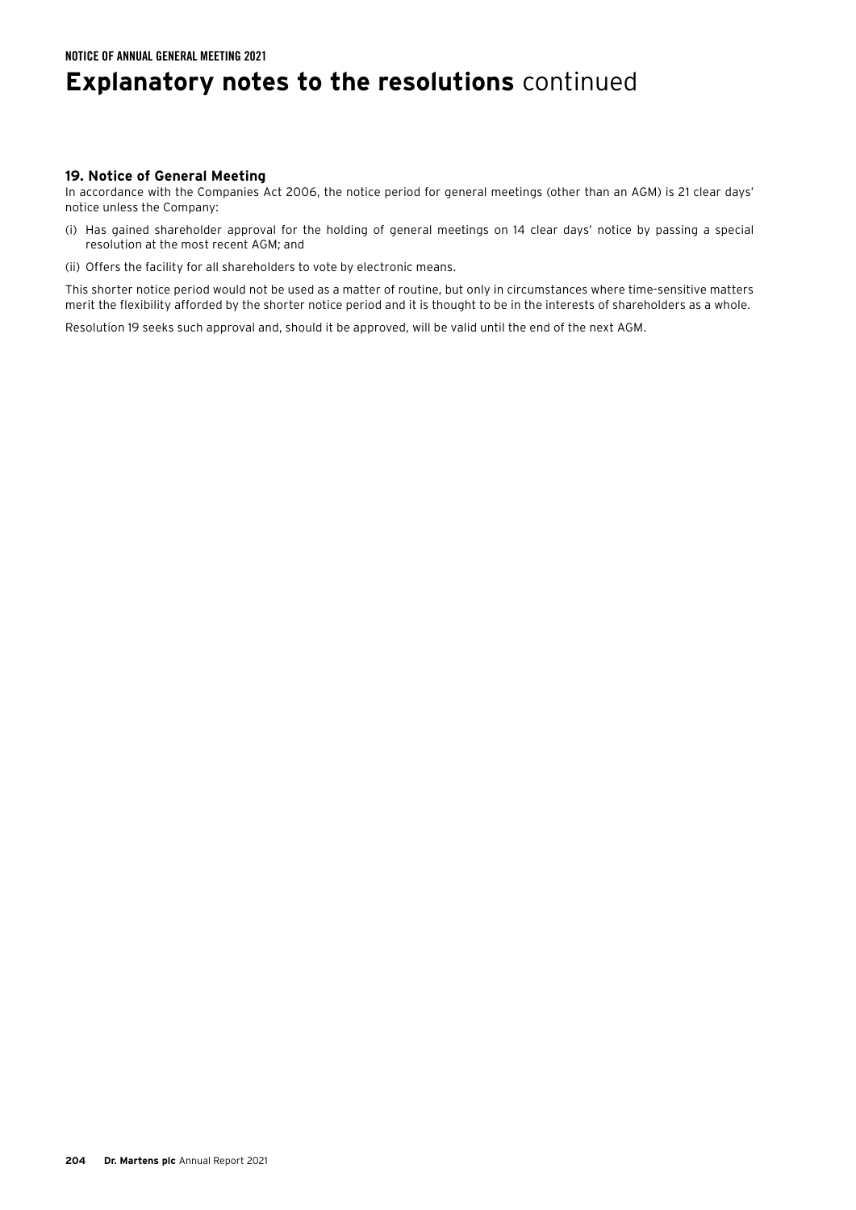# Explanatory notes to the resolutions continued

### 19. Notice of General Meeting

In accordance with the Companies Act 2006, the notice period for general meetings (other than an AGM) is 21 clear days' notice unless the Company:

(i) Has gained shareholder approval for the holding of general meetings on 14 clear days' notice by passing a special resolution at the most recent AGM; and

(ii) Offers the facility for all shareholders to vote by electronic means.

This shorter notice period would not be used as a matter of routine, but only in circumstances where time-sensitive matters merit the flexibility afforded by the shorter notice period and it is thought to be in the interests of shareholders as a whole.

Resolution 19 seeks such approval and, should it be approved, will be valid until the end of the next AGM.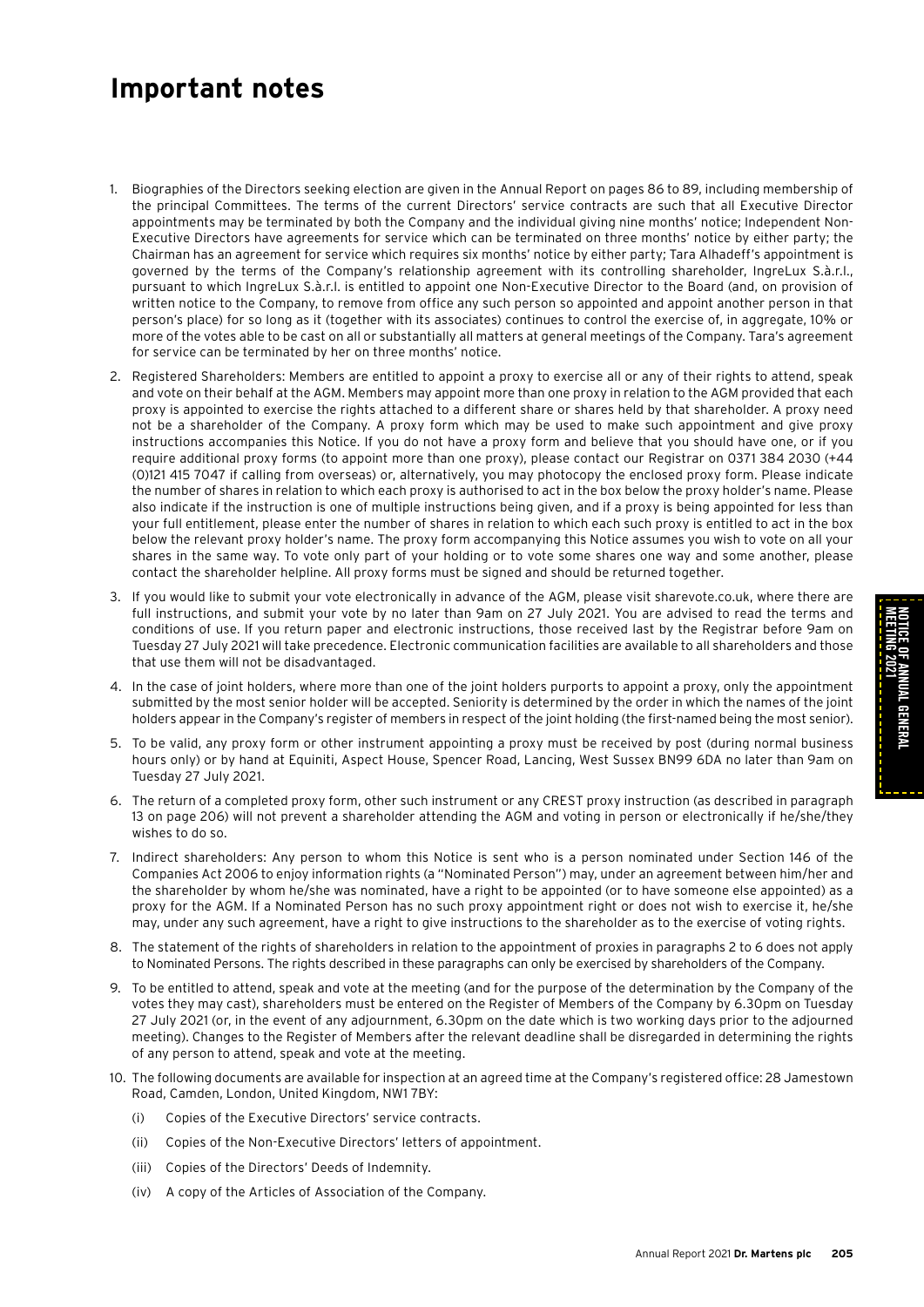# Important notes

1. Biographies of the Directors seeking election are given in the Annual Report on pages 86 to 89, including membership of the principal Committees. The terms of the current Directors' service contracts are such that all Executive Director appointments may be terminated by both the Company and the individual giving nine months' notice; Independent Non-Executive Directors have agreements for service which can be terminated on three months' notice by either party; the Chairman has an agreement for service which requires six months' notice by either party; Tara Alhadeff's appointment is governed by the terms of the Company's relationship agreement with its controlling shareholder, IngreLux S.à.r.l., pursuant to which IngreLux S.à.r.l. is entitled to appoint one Non-Executive Director to the Board (and, on provision of written notice to the Company, to remove from office any such person so appointed and appoint another person in that person's place) for so long as it (together with its associates) continues to control the exercise of, in aggregate, 10% or more of the votes able to be cast on all or substantially all matters at general meetings of the Company. Tara's agreement for service can be terminated by her on three months' notice.
2. Registered Shareholders: Members are entitled to appoint a proxy to exercise all or any of their rights to attend, speak and vote on their behalf at the AGM. Members may appoint more than one proxy in relation to the AGM provided that each proxy is appointed to exercise the rights attached to a different share or shares held by that shareholder. A proxy need not be a shareholder of the Company. A proxy form which may be used to make such appointment and give proxy instructions accompanies this Notice. If you do not have a proxy form and believe that you should have one, or if you require additional proxy forms (to appoint more than one proxy), please contact our Registrar on 0371 384 2030 (+44 (0)121 415 7047 if calling from overseas) or, alternatively, you may photocopy the enclosed proxy form. Please indicate the number of shares in relation to which each proxy is authorised to act in the box below the proxy holder's name. Please also indicate if the instruction is one of multiple instructions being given, and if a proxy is being appointed for less than your full entitlement, please enter the number of shares in relation to which each such proxy is entitled to act in the box below the relevant proxy holder's name. The proxy form accompanying this Notice assumes you wish to vote on all your shares in the same way. To vote only part of your holding or to vote some shares one way and some another, please contact the shareholder helpline. All proxy forms must be signed and should be returned together.
3. If you would like to submit your vote electronically in advance of the AGM, please visit sharevote.co.uk, where there are full instructions, and submit your vote by no later than 9am on 27 July 2021. You are advised to read the terms and conditions of use. If you return paper and electronic instructions, those received last by the Registrar before 9am on Tuesday 27 July 2021 will take precedence. Electronic communication facilities are available to all shareholders and those that use them will not be disadvantaged.
4. In the case of joint holders, where more than one of the joint holders purports to appoint a proxy, only the appointment submitted by the most senior holder will be accepted. Seniority is determined by the order in which the names of the joint holders appear in the Company's register of members in respect of the joint holding (the first-named being the most senior).
5. To be valid, any proxy form or other instrument appointing a proxy must be received by post (during normal business hours only) or by hand at Equiniti, Aspect House, Spencer Road, Lancing, West Sussex BN99 6DA no later than 9am on Tuesday 27 July 2021.
6. The return of a completed proxy form, other such instrument or any CREST proxy instruction (as described in paragraph 13 on page 206) will not prevent a shareholder attending the AGM and voting in person or electronically if he/she/they wishes to do so.
7. Indirect shareholders: Any person to whom this Notice is sent who is a person nominated under Section 146 of the Companies Act 2006 to enjoy information rights (a "Nominated Person") may, under an agreement between him/her and the shareholder by whom he/she was nominated, have a right to be appointed (or to have someone else appointed) as a proxy for the AGM. If a Nominated Person has no such proxy appointment right or does not wish to exercise it, he/she may, under any such agreement, have a right to give instructions to the shareholder as to the exercise of voting rights.
8. The statement of the rights of shareholders in relation to the appointment of proxies in paragraphs 2 to 6 does not apply to Nominated Persons. The rights described in these paragraphs can only be exercised by shareholders of the Company.
9. To be entitled to attend, speak and vote at the meeting (and for the purpose of the determination by the Company of the votes they may cast), shareholders must be entered on the Register of Members of the Company by 6.30pm on Tuesday 27 July 2021 (or, in the event of any adjournment, 6.30pm on the date which is two working days prior to the adjourned meeting). Changes to the Register of Members after the relevant deadline shall be disregarded in determining the rights of any person to attend, speak and vote at the meeting.
10. The following documents are available for inspection at an agreed time at the Company's registered office: 28 Jamestown Road, Camden, London, United Kingdom, NW1 7BY:
    (i) Copies of the Executive Directors' service contracts.
    (ii) Copies of the Non-Executive Directors' letters of appointment.
    (iii) Copies of the Directors' Deeds of Indemnity.
    (iv) A copy of the Articles of Association of the Company.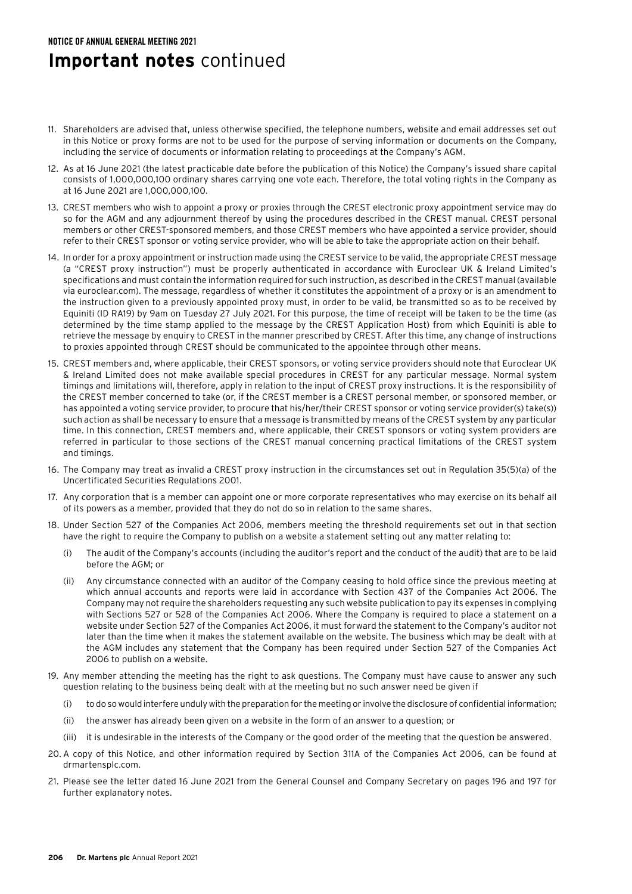NOTICE OF ANNUAL GENERAL MEETING 2021

# **Important notes** continued

11. Shareholders are advised that, unless otherwise specified, the telephone numbers, website and email addresses set out in this Notice or proxy forms are not to be used for the purpose of serving information or documents on the Company, including the service of documents or information relating to proceedings at the Company's AGM.

12. As at 16 June 2021 (the latest practicable date before the publication of this Notice) the Company's issued share capital consists of 1,000,000,100 ordinary shares carrying one vote each. Therefore, the total voting rights in the Company as at 16 June 2021 are 1,000,000,100.

13. CREST members who wish to appoint a proxy or proxies through the CREST electronic proxy appointment service may do so for the AGM and any adjournment thereof by using the procedures described in the CREST manual. CREST personal members or other CREST-sponsored members, and those CREST members who have appointed a service provider, should refer to their CREST sponsor or voting service provider, who will be able to take the appropriate action on their behalf.

14. In order for a proxy appointment or instruction made using the CREST service to be valid, the appropriate CREST message (a "CREST proxy instruction") must be properly authenticated in accordance with Euroclear UK & Ireland Limited's specifications and must contain the information required for such instruction, as described in the CREST manual (available via euroclear.com). The message, regardless of whether it constitutes the appointment of a proxy or is an amendment to the instruction given to a previously appointed proxy must, in order to be valid, be transmitted so as to be received by Equiniti (ID RA19) by 9am on Tuesday 27 July 2021. For this purpose, the time of receipt will be taken to be the time (as determined by the time stamp applied to the message by the CREST Application Host) from which Equiniti is able to retrieve the message by enquiry to CREST in the manner prescribed by CREST. After this time, any change of instructions to proxies appointed through CREST should be communicated to the appointee through other means.

15. CREST members and, where applicable, their CREST sponsors, or voting service providers should note that Euroclear UK & Ireland Limited does not make available special procedures in CREST for any particular message. Normal system timings and limitations will, therefore, apply in relation to the input of CREST proxy instructions. It is the responsibility of the CREST member concerned to take (or, if the CREST member is a CREST personal member, or sponsored member, or has appointed a voting service provider, to procure that his/her/their CREST sponsor or voting service provider(s) take(s)) such action as shall be necessary to ensure that a message is transmitted by means of the CREST system by any particular time. In this connection, CREST members and, where applicable, their CREST sponsors or voting system providers are referred in particular to those sections of the CREST manual concerning practical limitations of the CREST system and timings.

16. The Company may treat as invalid a CREST proxy instruction in the circumstances set out in Regulation 35(5)(a) of the Uncertificated Securities Regulations 2001.

17. Any corporation that is a member can appoint one or more corporate representatives who may exercise on its behalf all of its powers as a member, provided that they do not do so in relation to the same shares.

18. Under Section 527 of the Companies Act 2006, members meeting the threshold requirements set out in that section have the right to require the Company to publish on a website a statement setting out any matter relating to:

    (i) The audit of the Company's accounts (including the auditor's report and the conduct of the audit) that are to be laid before the AGM; or

    (ii) Any circumstance connected with an auditor of the Company ceasing to hold office since the previous meeting at which annual accounts and reports were laid in accordance with Section 437 of the Companies Act 2006. The Company may not require the shareholders requesting any such website publication to pay its expenses in complying with Sections 527 or 528 of the Companies Act 2006. Where the Company is required to place a statement on a website under Section 527 of the Companies Act 2006, it must forward the statement to the Company's auditor not later than the time when it makes the statement available on the website. The business which may be dealt with at the AGM includes any statement that the Company has been required under Section 527 of the Companies Act 2006 to publish on a website.

19. Any member attending the meeting has the right to ask questions. The Company must have cause to answer any such question relating to the business being dealt with at the meeting but no such answer need be given if

    (i) to do so would interfere unduly with the preparation for the meeting or involve the disclosure of confidential information;

    (ii) the answer has already been given on a website in the form of an answer to a question; or

    (iii) it is undesirable in the interests of the Company or the good order of the meeting that the question be answered.

20. A copy of this Notice, and other information required by Section 311A of the Companies Act 2006, can be found at drmartensplc.com.

21. Please see the letter dated 16 June 2021 from the General Counsel and Company Secretary on pages 196 and 197 for further explanatory notes.